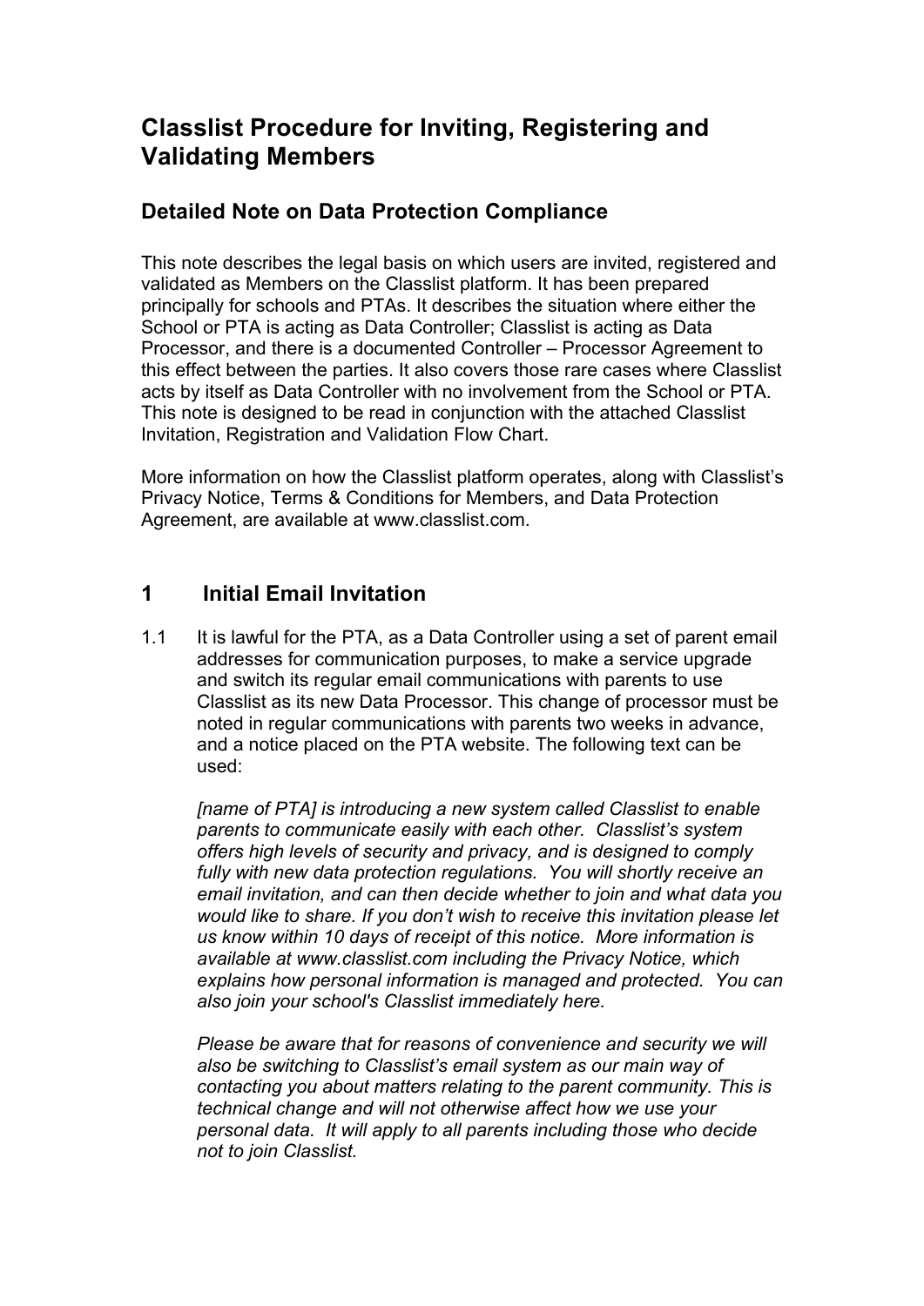# Classlist Procedure for Inviting, Registering and Validating Members

## Detailed Note on Data Protection Compliance

This note describes the legal basis on which users are invited, registered and validated as Members on the Classlist platform. It has been prepared principally for schools and PTAs. It describes the situation where either the School or PTA is acting as Data Controller; Classlist is acting as Data Processor, and there is a documented Controller – Processor Agreement to this effect between the parties. It also covers those rare cases where Classlist acts by itself as Data Controller with no involvement from the School or PTA. This note is designed to be read in conjunction with the attached Classlist Invitation, Registration and Validation Flow Chart.

More information on how the Classlist platform operates, along with Classlist's Privacy Notice, Terms & Conditions for Members, and Data Protection Agreement, are available at www.classlist.com.

## 1 Initial Email Invitation

1.1 It is lawful for the PTA, as a Data Controller using a set of parent email addresses for communication purposes, to make a service upgrade and switch its regular email communications with parents to use Classlist as its new Data Processor. This change of processor must be noted in regular communications with parents two weeks in advance, and a notice placed on the PTA website. The following text can be used:

*[name of PTA] is introducing a new system called Classlist to enable parents to communicate easily with each other. Classlist's system offers high levels of security and privacy, and is designed to comply fully with new data protection regulations. You will shortly receive an email invitation, and can then decide whether to join and what data you would like to share. If you don't wish to receive this invitation please let us know within 10 days of receipt of this notice. More information is available at www.classlist.com including the Privacy Notice, which explains how personal information is managed and protected. You can also join your school's Classlist immediately here.*

*Please be aware that for reasons of convenience and security we will also be switching to Classlist's email system as our main way of contacting you about matters relating to the parent community. This is technical change and will not otherwise affect how we use your personal data. It will apply to all parents including those who decide not to join Classlist.*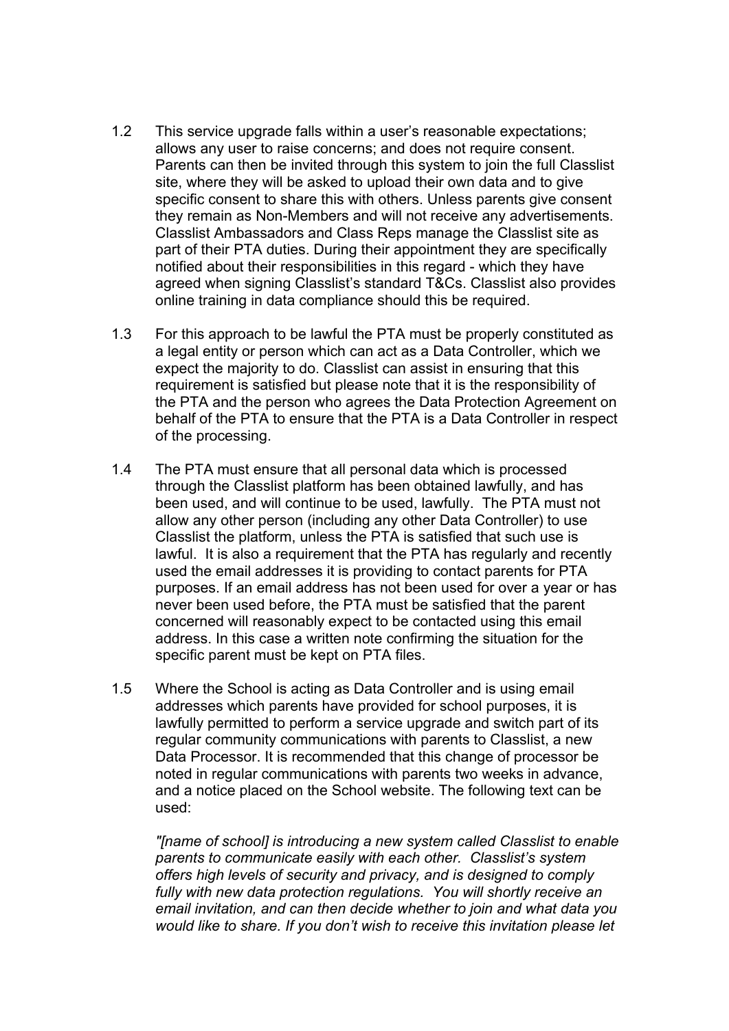1.2 This service upgrade falls within a user's reasonable expectations; allows any user to raise concerns; and does not require consent. Parents can then be invited through this system to join the full Classlist site, where they will be asked to upload their own data and to give specific consent to share this with others. Unless parents give consent they remain as Non-Members and will not receive any advertisements. Classlist Ambassadors and Class Reps manage the Classlist site as part of their PTA duties. During their appointment they are specifically notified about their responsibilities in this regard - which they have agreed when signing Classlist's standard T&Cs. Classlist also provides online training in data compliance should this be required.

1.3 For this approach to be lawful the PTA must be properly constituted as a legal entity or person which can act as a Data Controller, which we expect the majority to do. Classlist can assist in ensuring that this requirement is satisfied but please note that it is the responsibility of the PTA and the person who agrees the Data Protection Agreement on behalf of the PTA to ensure that the PTA is a Data Controller in respect of the processing.

1.4 The PTA must ensure that all personal data which is processed through the Classlist platform has been obtained lawfully, and has been used, and will continue to be used, lawfully. The PTA must not allow any other person (including any other Data Controller) to use Classlist the platform, unless the PTA is satisfied that such use is lawful. It is also a requirement that the PTA has regularly and recently used the email addresses it is providing to contact parents for PTA purposes. If an email address has not been used for over a year or has never been used before, the PTA must be satisfied that the parent concerned will reasonably expect to be contacted using this email address. In this case a written note confirming the situation for the specific parent must be kept on PTA files.

1.5 Where the School is acting as Data Controller and is using email addresses which parents have provided for school purposes, it is lawfully permitted to perform a service upgrade and switch part of its regular community communications with parents to Classlist, a new Data Processor. It is recommended that this change of processor be noted in regular communications with parents two weeks in advance, and a notice placed on the School website. The following text can be used:

*"[name of school] is introducing a new system called Classlist to enable parents to communicate easily with each other. Classlist's system offers high levels of security and privacy, and is designed to comply fully with new data protection regulations. You will shortly receive an email invitation, and can then decide whether to join and what data you would like to share. If you don't wish to receive this invitation please let*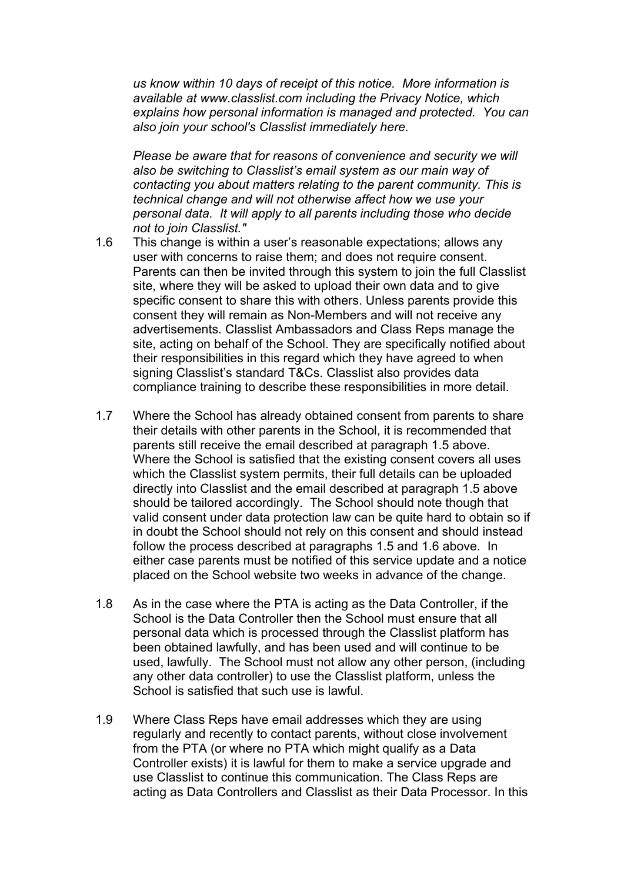*us know within 10 days of receipt of this notice. More information is available at www.classlist.com including the Privacy Notice, which explains how personal information is managed and protected. You can also join your school's Classlist immediately here.*

*Please be aware that for reasons of convenience and security we will also be switching to Classlist's email system as our main way of contacting you about matters relating to the parent community. This is technical change and will not otherwise affect how we use your personal data. It will apply to all parents including those who decide not to join Classlist."*

1.6 This change is within a user's reasonable expectations; allows any user with concerns to raise them; and does not require consent. Parents can then be invited through this system to join the full Classlist site, where they will be asked to upload their own data and to give specific consent to share this with others. Unless parents provide this consent they will remain as Non-Members and will not receive any advertisements. Classlist Ambassadors and Class Reps manage the site, acting on behalf of the School. They are specifically notified about their responsibilities in this regard which they have agreed to when signing Classlist's standard T&Cs. Classlist also provides data compliance training to describe these responsibilities in more detail.

1.7 Where the School has already obtained consent from parents to share their details with other parents in the School, it is recommended that parents still receive the email described at paragraph 1.5 above. Where the School is satisfied that the existing consent covers all uses which the Classlist system permits, their full details can be uploaded directly into Classlist and the email described at paragraph 1.5 above should be tailored accordingly. The School should note though that valid consent under data protection law can be quite hard to obtain so if in doubt the School should not rely on this consent and should instead follow the process described at paragraphs 1.5 and 1.6 above. In either case parents must be notified of this service update and a notice placed on the School website two weeks in advance of the change.

1.8 As in the case where the PTA is acting as the Data Controller, if the School is the Data Controller then the School must ensure that all personal data which is processed through the Classlist platform has been obtained lawfully, and has been used and will continue to be used, lawfully. The School must not allow any other person, (including any other data controller) to use the Classlist platform, unless the School is satisfied that such use is lawful.

1.9 Where Class Reps have email addresses which they are using regularly and recently to contact parents, without close involvement from the PTA (or where no PTA which might qualify as a Data Controller exists) it is lawful for them to make a service upgrade and use Classlist to continue this communication. The Class Reps are acting as Data Controllers and Classlist as their Data Processor. In this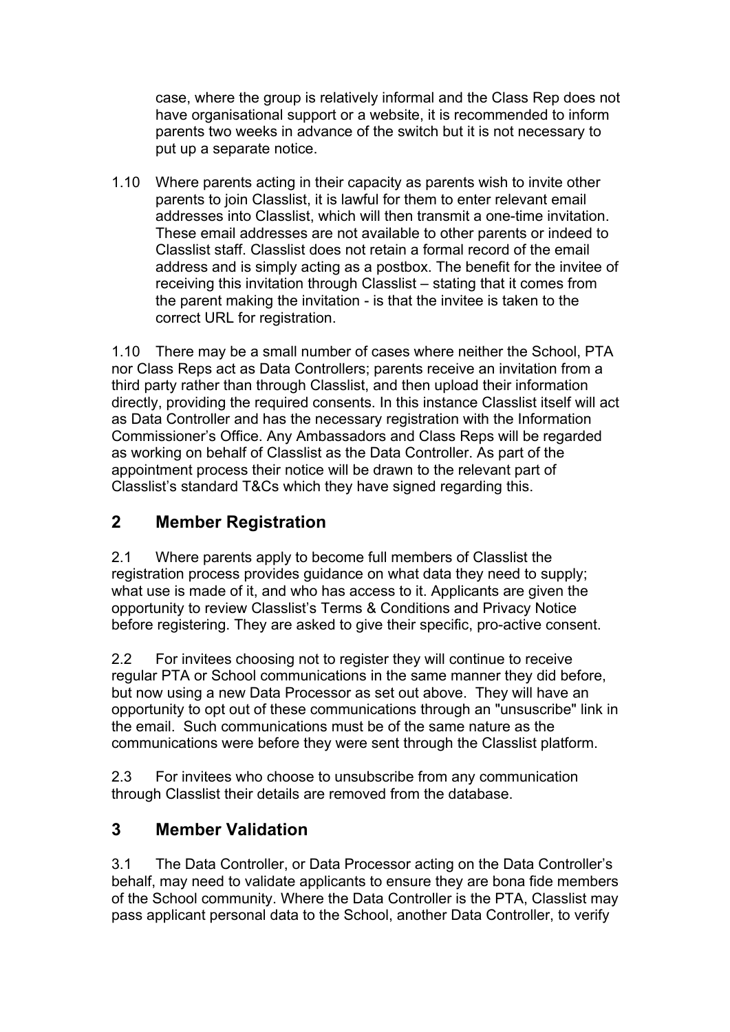case, where the group is relatively informal and the Class Rep does not have organisational support or a website, it is recommended to inform parents two weeks in advance of the switch but it is not necessary to put up a separate notice.

1.10 Where parents acting in their capacity as parents wish to invite other parents to join Classlist, it is lawful for them to enter relevant email addresses into Classlist, which will then transmit a one-time invitation. These email addresses are not available to other parents or indeed to Classlist staff. Classlist does not retain a formal record of the email address and is simply acting as a postbox. The benefit for the invitee of receiving this invitation through Classlist – stating that it comes from the parent making the invitation - is that the invitee is taken to the correct URL for registration.

1.10 There may be a small number of cases where neither the School, PTA nor Class Reps act as Data Controllers; parents receive an invitation from a third party rather than through Classlist, and then upload their information directly, providing the required consents. In this instance Classlist itself will act as Data Controller and has the necessary registration with the Information Commissioner's Office. Any Ambassadors and Class Reps will be regarded as working on behalf of Classlist as the Data Controller. As part of the appointment process their notice will be drawn to the relevant part of Classlist's standard T&Cs which they have signed regarding this.

## 2 Member Registration

2.1 Where parents apply to become full members of Classlist the registration process provides guidance on what data they need to supply; what use is made of it, and who has access to it. Applicants are given the opportunity to review Classlist's Terms & Conditions and Privacy Notice before registering. They are asked to give their specific, pro-active consent.

2.2 For invitees choosing not to register they will continue to receive regular PTA or School communications in the same manner they did before, but now using a new Data Processor as set out above. They will have an opportunity to opt out of these communications through an "unsuscribe" link in the email. Such communications must be of the same nature as the communications were before they were sent through the Classlist platform.

2.3 For invitees who choose to unsubscribe from any communication through Classlist their details are removed from the database.

## 3 Member Validation

3.1 The Data Controller, or Data Processor acting on the Data Controller's behalf, may need to validate applicants to ensure they are bona fide members of the School community. Where the Data Controller is the PTA, Classlist may pass applicant personal data to the School, another Data Controller, to verify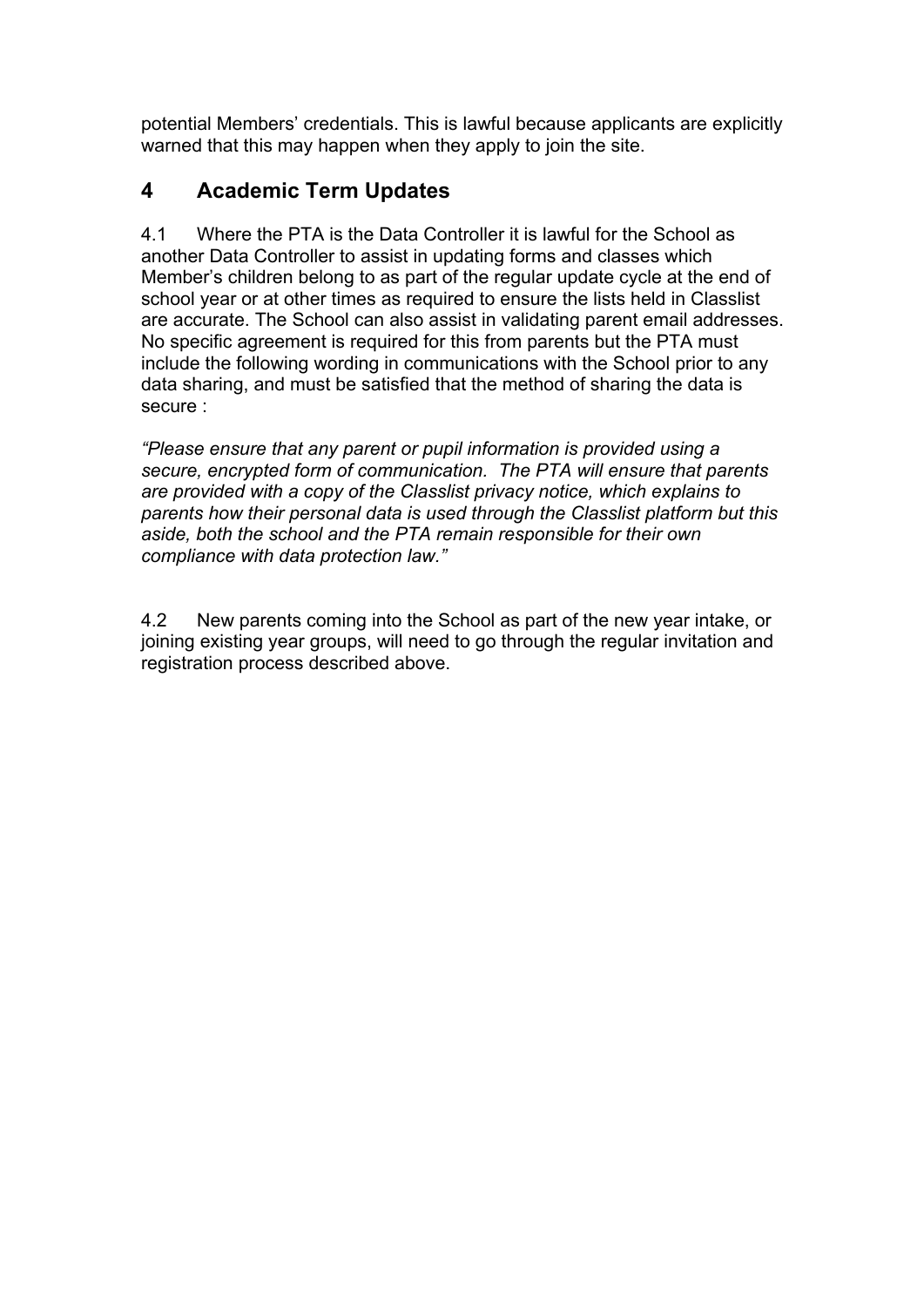potential Members' credentials. This is lawful because applicants are explicitly warned that this may happen when they apply to join the site.

## 4 Academic Term Updates

4.1 Where the PTA is the Data Controller it is lawful for the School as another Data Controller to assist in updating forms and classes which Member's children belong to as part of the regular update cycle at the end of school year or at other times as required to ensure the lists held in Classlist are accurate. The School can also assist in validating parent email addresses. No specific agreement is required for this from parents but the PTA must include the following wording in communications with the School prior to any data sharing, and must be satisfied that the method of sharing the data is secure :

*"Please ensure that any parent or pupil information is provided using a secure, encrypted form of communication. The PTA will ensure that parents are provided with a copy of the Classlist privacy notice, which explains to parents how their personal data is used through the Classlist platform but this aside, both the school and the PTA remain responsible for their own compliance with data protection law."*

4.2 New parents coming into the School as part of the new year intake, or joining existing year groups, will need to go through the regular invitation and registration process described above.